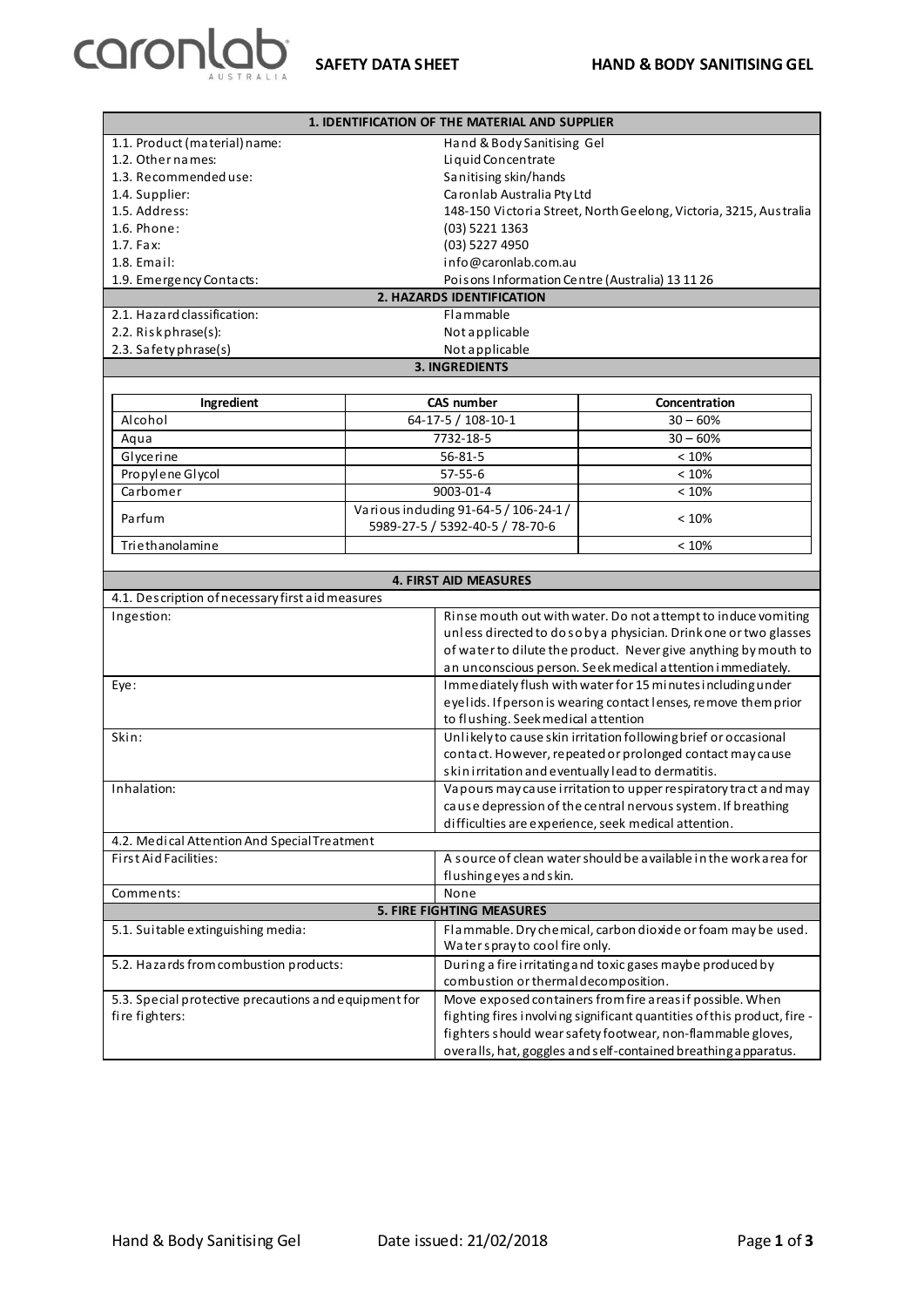caronlab AUSTRALIA

# SAFETY DATA SHEET — HAND & BODY SANITISING GEL

## 1. IDENTIFICATION OF THE MATERIAL AND SUPPLIER

| | |
|---|---|
| 1.1. Product (material) name: | Hand & Body Sanitising Gel |
| 1.2. Other names: | Liquid Concentrate |
| 1.3. Recommended use: | Sanitising skin/hands |
| 1.4. Supplier: | Caronlab Australia Pty Ltd |
| 1.5. Address: | 148-150 Victoria Street, North Geelong, Victoria, 3215, Australia |
| 1.6. Phone: | (03) 5221 1363 |
| 1.7. Fax: | (03) 5227 4950 |
| 1.8. Email: | info@caronlab.com.au |
| 1.9. Emergency Contacts: | Poisons Information Centre (Australia) 13 11 26 |

## 2. HAZARDS IDENTIFICATION

| | |
|---|---|
| 2.1. Hazard classification: | Flammable |
| 2.2. Risk phrase(s): | Not applicable |
| 2.3. Safety phrase(s) | Not applicable |

## 3. INGREDIENTS

| Ingredient | CAS number | Concentration |
|---|---|---|
| Alcohol | 64-17-5 / 108-10-1 | 30 – 60% |
| Aqua | 7732-18-5 | 30 – 60% |
| Glycerine | 56-81-5 | < 10% |
| Propylene Glycol | 57-55-6 | < 10% |
| Carbomer | 9003-01-4 | < 10% |
| Parfum | Various including 91-64-5 / 106-24-1 / 5989-27-5 / 5392-40-5 / 78-70-6 | < 10% |
| Triethanolamine | | < 10% |

## 4. FIRST AID MEASURES

**4.1. Description of necessary first aid measures**

| | |
|---|---|
| Ingestion: | Rinse mouth out with water. Do not attempt to induce vomiting unless directed to do so by a physician. Drink one or two glasses of water to dilute the product. Never give anything by mouth to an unconscious person. Seek medical attention immediately. |
| Eye: | Immediately flush with water for 15 minutes including under eyelids. If person is wearing contact lenses, remove them prior to flushing. Seek medical attention |
| Skin: | Unlikely to cause skin irritation following brief or occasional contact. However, repeated or prolonged contact may cause skin irritation and eventually lead to dermatitis. |
| Inhalation: | Vapours may cause irritation to upper respiratory tract and may cause depression of the central nervous system. If breathing difficulties are experience, seek medical attention. |

**4.2. Medical Attention And Special Treatment**

| | |
|---|---|
| First Aid Facilities: | A source of clean water should be available in the work area for flushing eyes and skin. |
| Comments: | None |

## 5. FIRE FIGHTING MEASURES

| | |
|---|---|
| 5.1. Suitable extinguishing media: | Flammable. Dry chemical, carbon dioxide or foam may be used. Water spray to cool fire only. |
| 5.2. Hazards from combustion products: | During a fire irritating and toxic gases may be produced by combustion or thermal decomposition. |
| 5.3. Special protective precautions and equipment for fire fighters: | Move exposed containers from fire areas if possible. When fighting fires involving significant quantities of this product, fire-fighters should wear safety footwear, non-flammable gloves, overalls, hat, goggles and self-contained breathing apparatus. |

Hand & Body Sanitising Gel — Date issued: 21/02/2018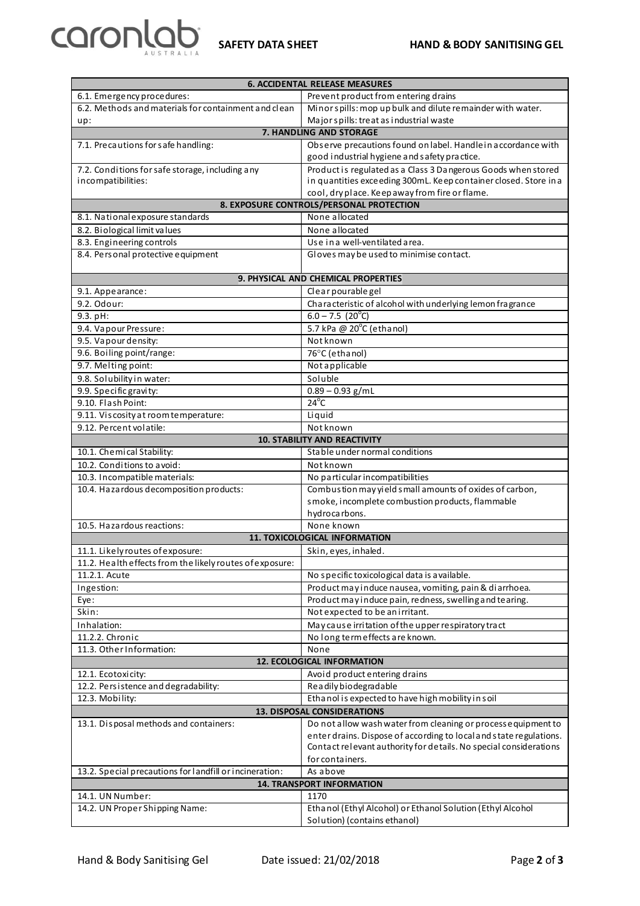| 6. ACCIDENTAL RELEASE MEASURES | |
|---|---|
| 6.1. Emergency procedures: | Prevent product from entering drains |
| 6.2. Methods and materials for containment and clean up: | Minor spills: mop up bulk and dilute remainder with water. Major spills: treat as industrial waste |
| **7. HANDLING AND STORAGE** | |
| 7.1. Precautions for safe handling: | Observe precautions found on label. Handle in accordance with good industrial hygiene and safety practice. |
| 7.2. Conditions for safe storage, including any incompatibilities: | Product is regulated as a Class 3 Dangerous Goods when stored in quantities exceeding 300mL. Keep container closed. Store in a cool, dry place. Keep away from fire or flame. |
| **8. EXPOSURE CONTROLS/PERSONAL PROTECTION** | |
| 8.1. National exposure standards | None allocated |
| 8.2. Biological limit values | None allocated |
| 8.3. Engineering controls | Use in a well-ventilated area. |
| 8.4. Personal protective equipment | Gloves may be used to minimise contact. |
| **9. PHYSICAL AND CHEMICAL PROPERTIES** | |
| 9.1. Appearance: | Clear pourable gel |
| 9.2. Odour: | Characteristic of alcohol with underlying lemon fragrance |
| 9.3. pH: | 6.0 – 7.5 (20°C) |
| 9.4. Vapour Pressure: | 5.7 kPa @ 20°C (ethanol) |
| 9.5. Vapour density: | Not known |
| 9.6. Boiling point/range: | 76°C (ethanol) |
| 9.7. Melting point: | Not applicable |
| 9.8. Solubility in water: | Soluble |
| 9.9. Specific gravity: | 0.89 – 0.93 g/mL |
| 9.10. Flash Point: | 24°C |
| 9.11. Viscosity at room temperature: | Liquid |
| 9.12. Percent volatile: | Not known |
| **10. STABILITY AND REACTIVITY** | |
| 10.1. Chemical Stability: | Stable under normal conditions |
| 10.2. Conditions to avoid: | Not known |
| 10.3. Incompatible materials: | No particular incompatibilities |
| 10.4. Hazardous decomposition products: | Combustion may yield small amounts of oxides of carbon, smoke, incomplete combustion products, flammable hydrocarbons. |
| 10.5. Hazardous reactions: | None known |
| **11. TOXICOLOGICAL INFORMATION** | |
| 11.1. Likely routes of exposure: | Skin, eyes, inhaled. |
| 11.2. Health effects from the likely routes of exposure: | |
| 11.2.1. Acute | No specific toxicological data is available. |
| Ingestion: | Product may induce nausea, vomiting, pain & diarrhoea. |
| Eye: | Product may induce pain, redness, swelling and tearing. |
| Skin: | Not expected to be an irritant. |
| Inhalation: | May cause irritation of the upper respiratory tract |
| 11.2.2. Chronic | No long term effects are known. |
| 11.3. Other Information: | None |
| **12. ECOLOGICAL INFORMATION** | |
| 12.1. Ecotoxicity: | Avoid product entering drains |
| 12.2. Persistence and degradability: | Readily biodegradable |
| 12.3. Mobility: | Ethanol is expected to have high mobility in soil |
| **13. DISPOSAL CONSIDERATIONS** | |
| 13.1. Disposal methods and containers: | Do not allow wash water from cleaning or process equipment to enter drains. Dispose of according to local and state regulations. Contact relevant authority for details. No special considerations for containers. |
| 13.2. Special precautions for landfill or incineration: | As above |
| **14. TRANSPORT INFORMATION** | |
| 14.1. UN Number: | 1170 |
| 14.2. UN Proper Shipping Name: | Ethanol (Ethyl Alcohol) or Ethanol Solution (Ethyl Alcohol Solution) (contains ethanol) |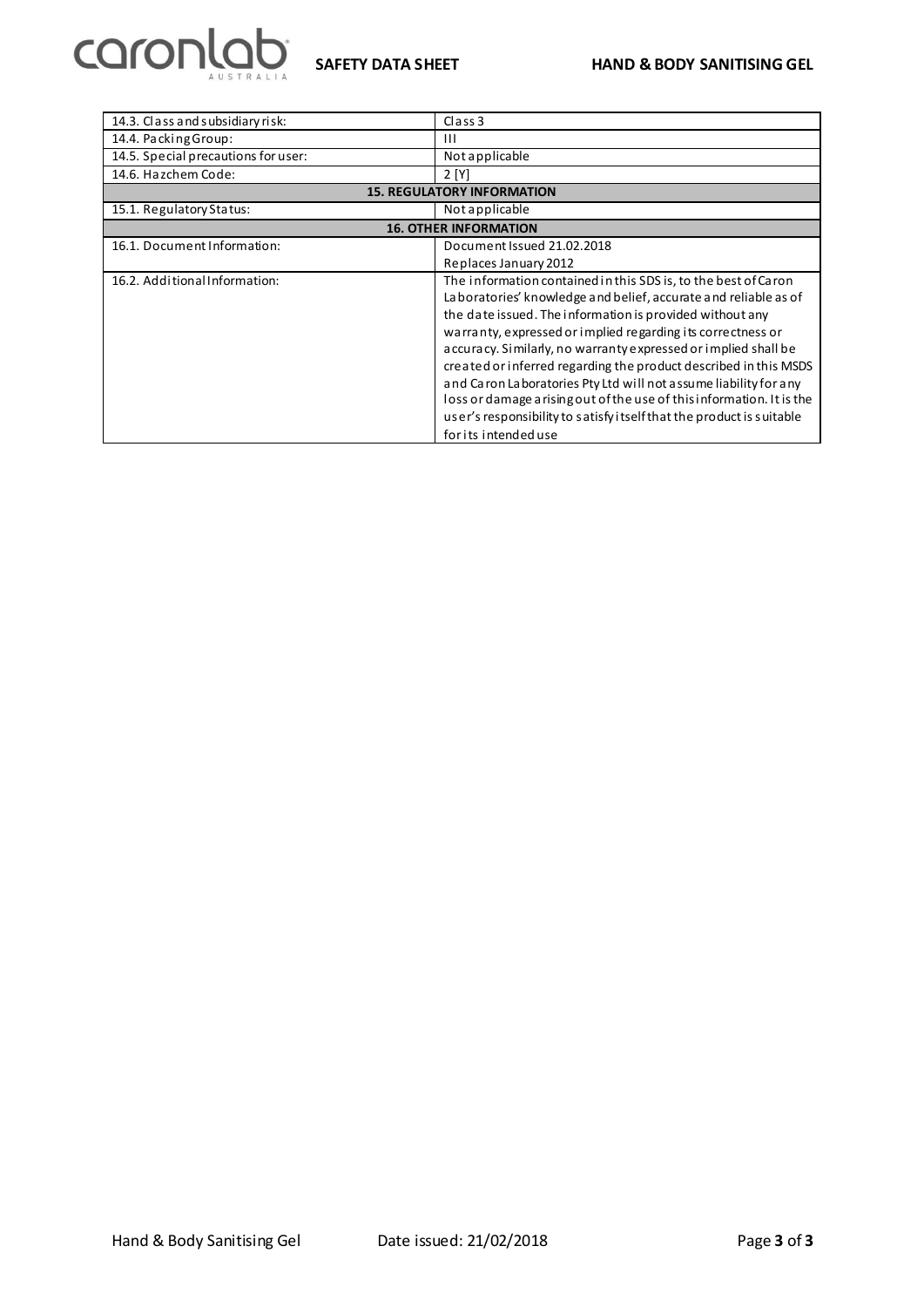| | |
|---|---|
| 14.3. Class and subsidiary risk: | Class 3 |
| 14.4. Packing Group: | III |
| 14.5. Special precautions for user: | Not applicable |
| 14.6. Hazchem Code: | 2 [Y] |
| **15. REGULATORY INFORMATION** | |
| 15.1. Regulatory Status: | Not applicable |
| **16. OTHER INFORMATION** | |
| 16.1. Document Information: | Document Issued 21.02.2018<br>Replaces January 2012 |
| 16.2. Additional Information: | The information contained in this SDS is, to the best of Caron Laboratories' knowledge and belief, accurate and reliable as of the date issued. The information is provided without any warranty, expressed or implied regarding its correctness or accuracy. Similarly, no warranty expressed or implied shall be created or inferred regarding the product described in this MSDS and Caron Laboratories Pty Ltd will not assume liability for any loss or damage arising out of the use of this information. It is the user's responsibility to satisfy itself that the product is suitable for its intended use |